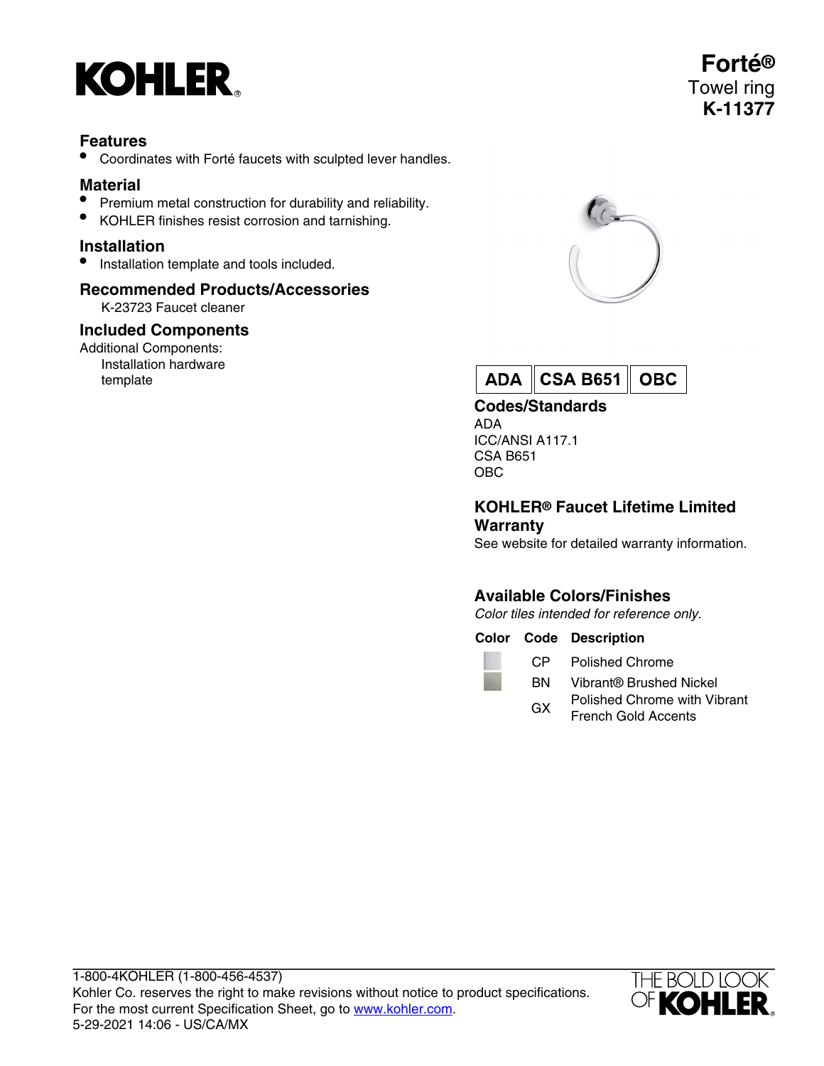# KOHLER

**Forté®**
Towel ring
**K-11377**

## Features

- Coordinates with Forté faucets with sculpted lever handles.

## Material

- Premium metal construction for durability and reliability.
- KOHLER finishes resist corrosion and tarnishing.

## Installation

- Installation template and tools included.

## Recommended Products/Accessories

K-23723 Faucet cleaner

## Included Components

Additional Components:
Installation hardware
template

**ADA** | **CSA B651** | **OBC**

## Codes/Standards

ADA
ICC/ANSI A117.1
CSA B651
OBC

## KOHLER® Faucet Lifetime Limited Warranty

See website for detailed warranty information.

## Available Colors/Finishes

*Color tiles intended for reference only.*

| Color | Code | Description |
| --- | --- | --- |
| | CP | Polished Chrome |
| | BN | Vibrant® Brushed Nickel |
| | GX | Polished Chrome with Vibrant French Gold Accents |

1-800-4KOHLER (1-800-456-4537)
Kohler Co. reserves the right to make revisions without notice to product specifications.
For the most current Specification Sheet, go to www.kohler.com.
5-29-2021 14:06 - US/CA/MX

THE BOLD LOOK OF KOHLER®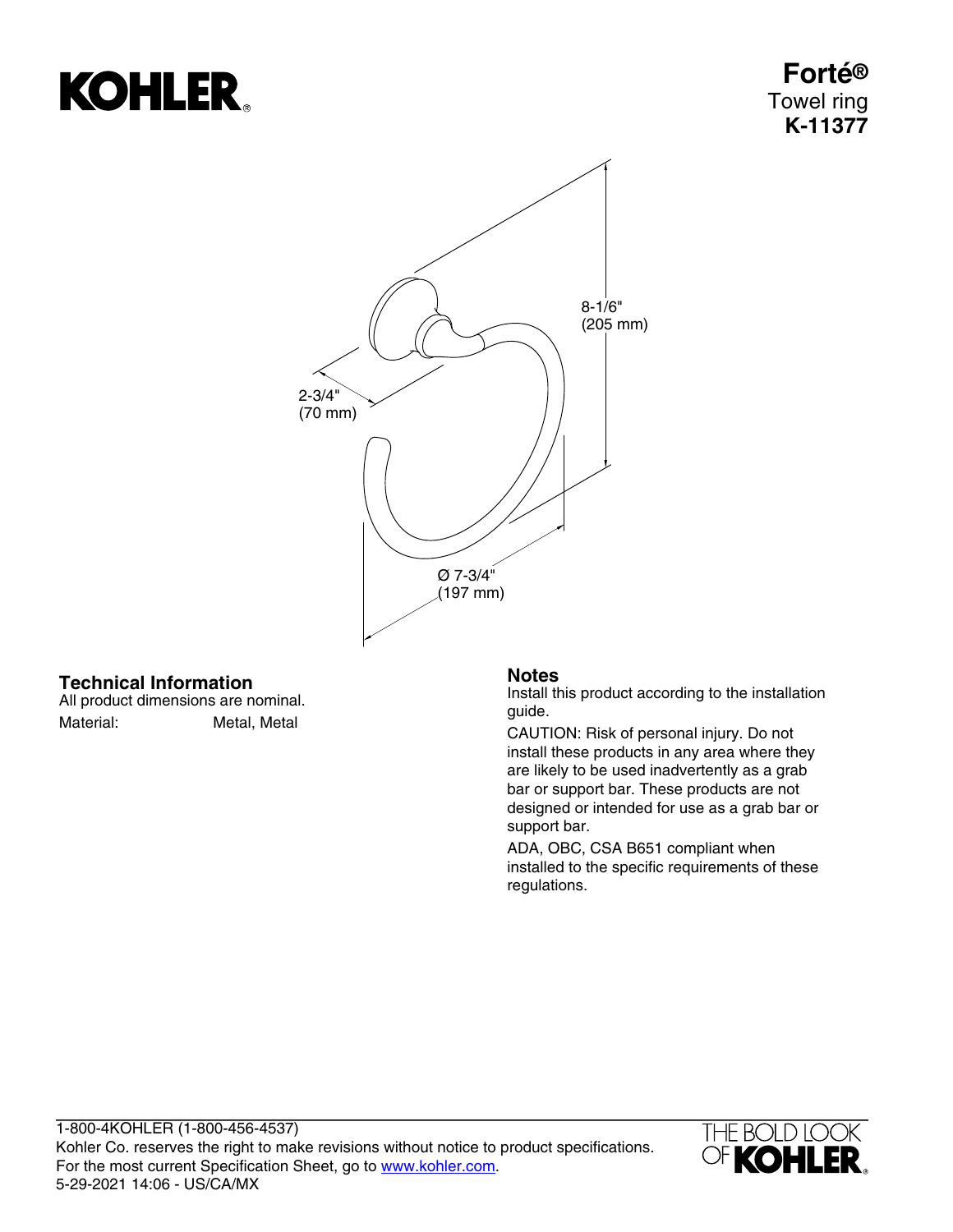# Forté®

Towel ring

**K-11377**

8-1/6"
(205 mm)

2-3/4"
(70 mm)

Ø 7-3/4"
(197 mm)

## Technical Information

All product dimensions are nominal.

| | |
|---|---|
| Material: | Metal, Metal |

## Notes

Install this product according to the installation guide.

CAUTION: Risk of personal injury. Do not install these products in any area where they are likely to be used inadvertently as a grab bar or support bar. These products are not designed or intended for use as a grab bar or support bar.

ADA, OBC, CSA B651 compliant when installed to the specific requirements of these regulations.

1-800-4KOHLER (1-800-456-4537)
Kohler Co. reserves the right to make revisions without notice to product specifications.
For the most current Specification Sheet, go to www.kohler.com.
5-29-2021 14:06 - US/CA/MX